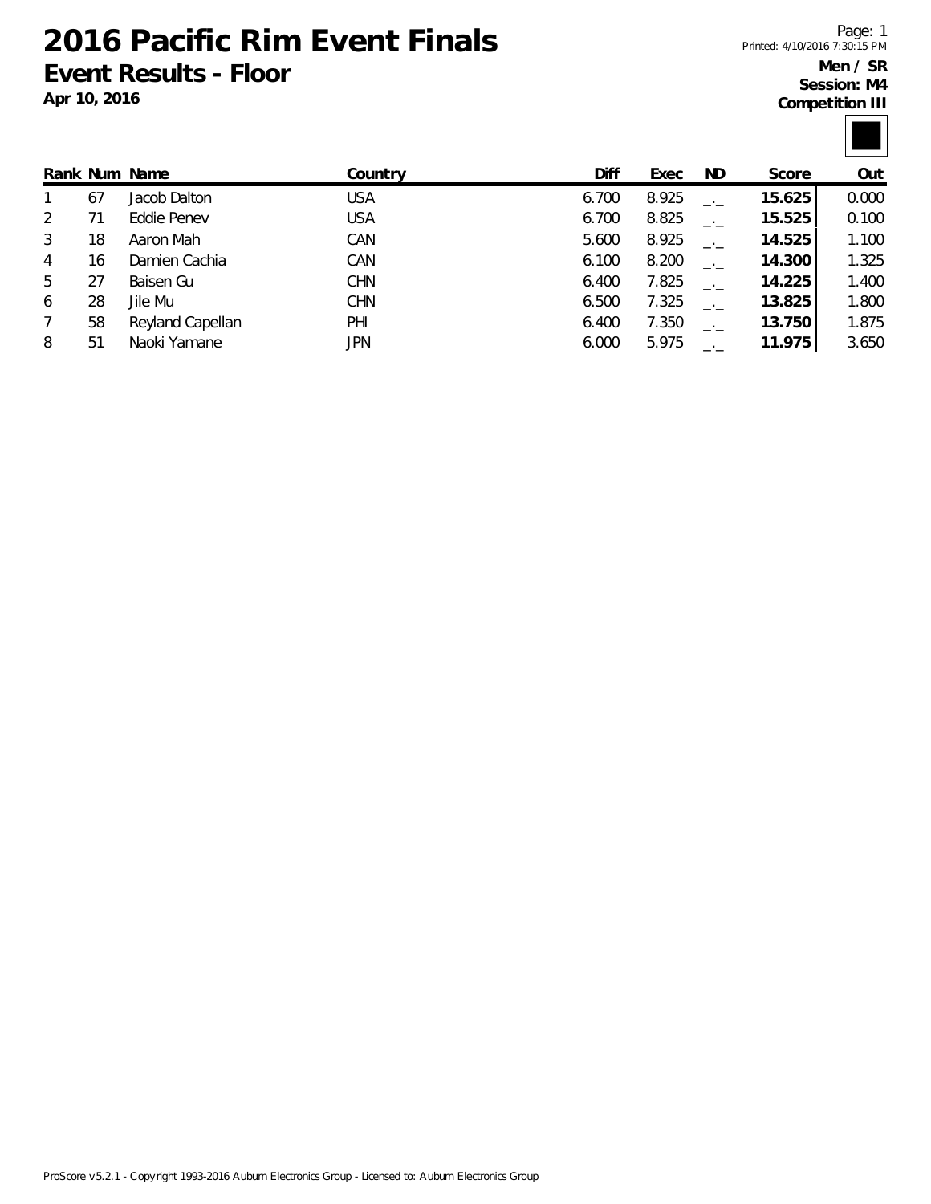# 2016 Pacific Rim Event Finals

## Event Results - Floor

**Apr 10, 2016**

Printed: 4/10/2016 7:30:15 PM

**Men / SR**
**Session: M4**
**Competition III**

| Rank | Num | Name | Country | Diff | Exec | ND | Score | Out |
|---|---|---|---|---|---|---|---|---|
| 1 | 67 | Jacob Dalton | USA | 6.700 | 8.925 | _._ | **15.625** | 0.000 |
| 2 | 71 | Eddie Penev | USA | 6.700 | 8.825 | _._ | **15.525** | 0.100 |
| 3 | 18 | Aaron Mah | CAN | 5.600 | 8.925 | _._ | **14.525** | 1.100 |
| 4 | 16 | Damien Cachia | CAN | 6.100 | 8.200 | _._ | **14.300** | 1.325 |
| 5 | 27 | Baisen Gu | CHN | 6.400 | 7.825 | _._ | **14.225** | 1.400 |
| 6 | 28 | Jile Mu | CHN | 6.500 | 7.325 | _._ | **13.825** | 1.800 |
| 7 | 58 | Reyland Capellan | PHI | 6.400 | 7.350 | _._ | **13.750** | 1.875 |
| 8 | 51 | Naoki Yamane | JPN | 6.000 | 5.975 | _._ | **11.975** | 3.650 |

ProScore v5.2.1 - Copyright 1993-2016 Auburn Electronics Group - Licensed to: Auburn Electronics Group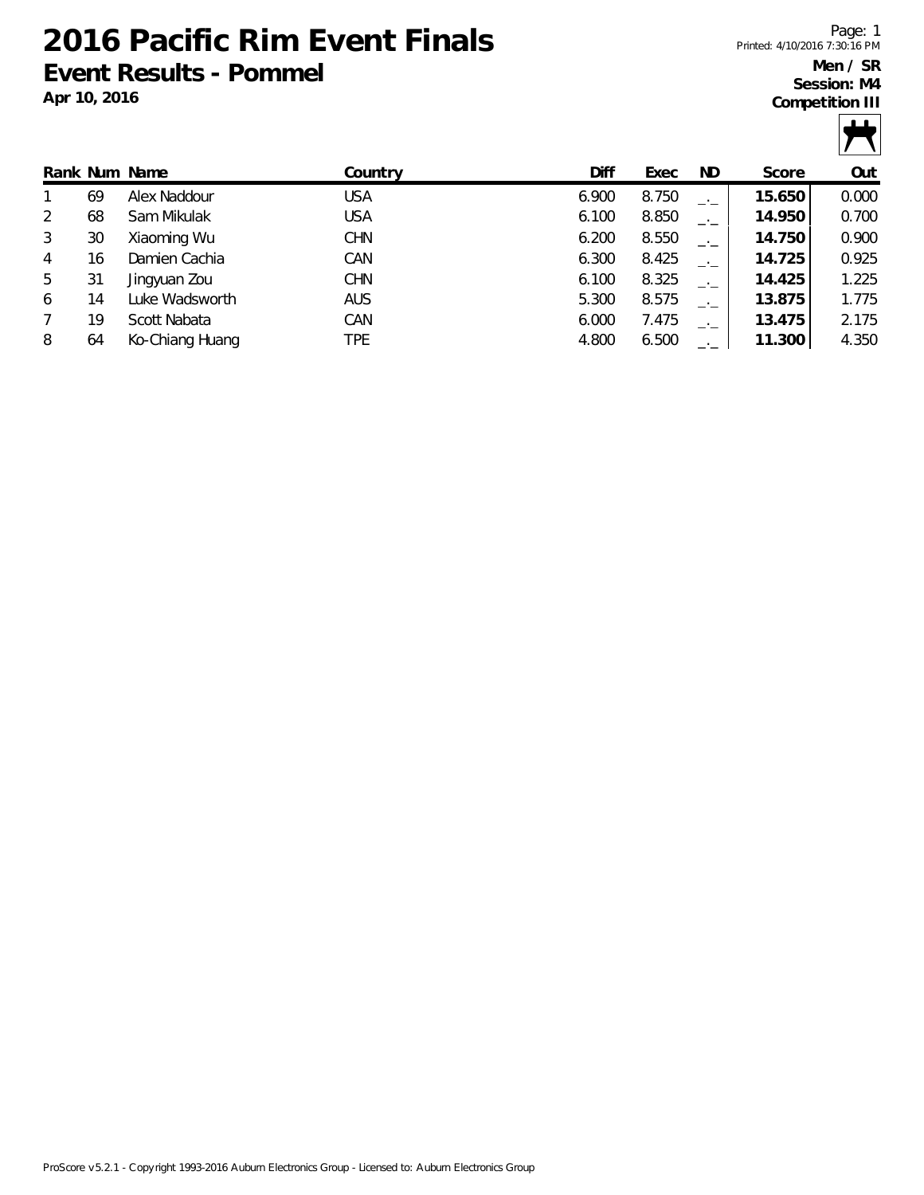# 2016 Pacific Rim Event Finals

## Event Results - Pommel

**Apr 10, 2016**

**Men / SR**
**Session: M4**
**Competition III**

| Rank | Num | Name | Country | Diff | Exec | ND | Score | Out |
|---|---|---|---|---|---|---|---|---|
| 1 | 69 | Alex Naddour | USA | 6.900 | 8.750 | _._ | **15.650** | 0.000 |
| 2 | 68 | Sam Mikulak | USA | 6.100 | 8.850 | _._ | **14.950** | 0.700 |
| 3 | 30 | Xiaoming Wu | CHN | 6.200 | 8.550 | _._ | **14.750** | 0.900 |
| 4 | 16 | Damien Cachia | CAN | 6.300 | 8.425 | _._ | **14.725** | 0.925 |
| 5 | 31 | Jingyuan Zou | CHN | 6.100 | 8.325 | _._ | **14.425** | 1.225 |
| 6 | 14 | Luke Wadsworth | AUS | 5.300 | 8.575 | _._ | **13.875** | 1.775 |
| 7 | 19 | Scott Nabata | CAN | 6.000 | 7.475 | _._ | **13.475** | 2.175 |
| 8 | 64 | Ko-Chiang Huang | TPE | 4.800 | 6.500 | _._ | **11.300** | 4.350 |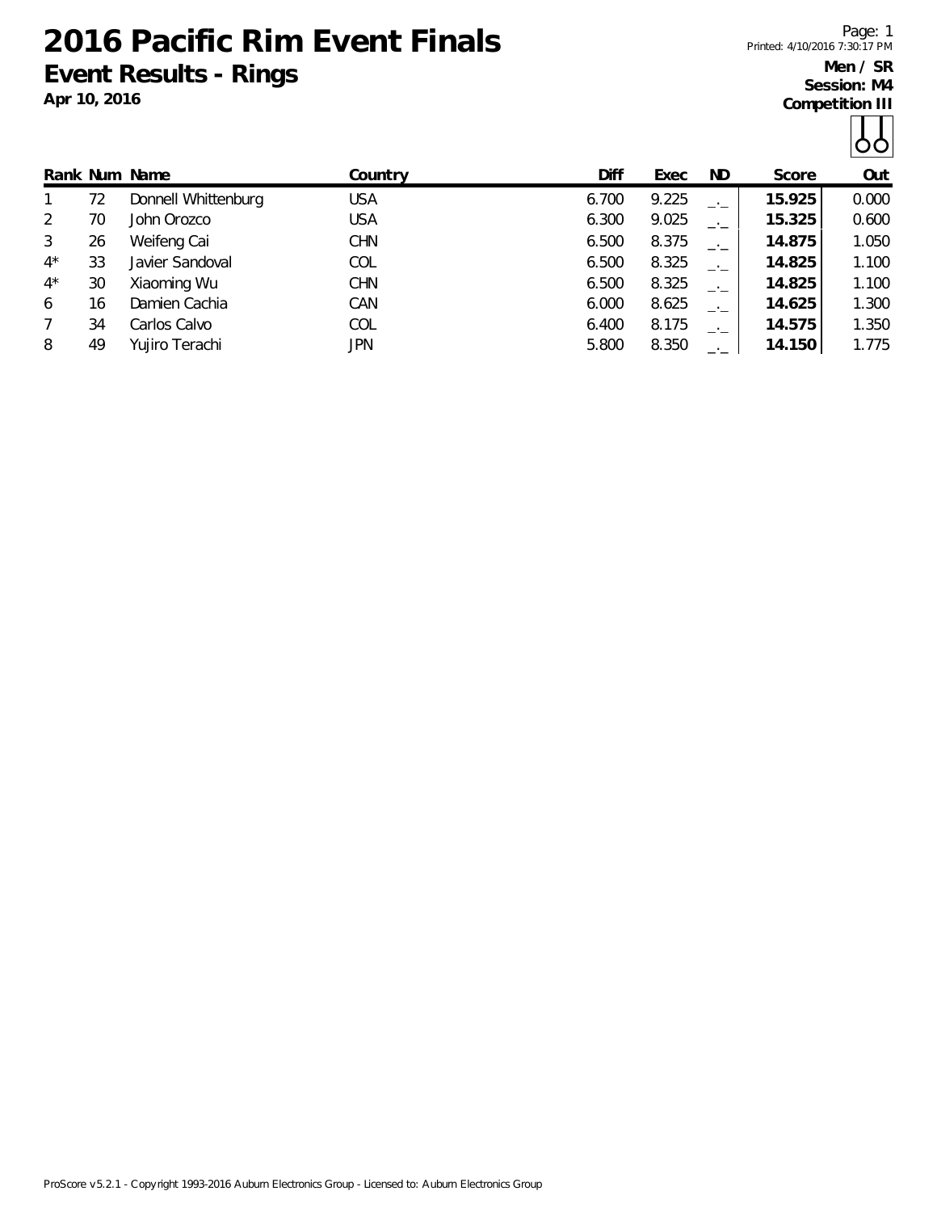# 2016 Pacific Rim Event Finals

## Event Results - Rings

**Apr 10, 2016**

Printed: 4/10/2016 7:30:17 PM

**Men / SR**
**Session: M4**
**Competition III**

| Rank | Num | Name | Country | Diff | Exec | ND | Score | Out |
|---|---|---|---|---|---|---|---|---|
| 1 | 72 | Donnell Whittenburg | USA | 6.700 | 9.225 | _._ | **15.925** | 0.000 |
| 2 | 70 | John Orozco | USA | 6.300 | 9.025 | _._ | **15.325** | 0.600 |
| 3 | 26 | Weifeng Cai | CHN | 6.500 | 8.375 | _._ | **14.875** | 1.050 |
| 4* | 33 | Javier Sandoval | COL | 6.500 | 8.325 | _._ | **14.825** | 1.100 |
| 4* | 30 | Xiaoming Wu | CHN | 6.500 | 8.325 | _._ | **14.825** | 1.100 |
| 6 | 16 | Damien Cachia | CAN | 6.000 | 8.625 | _._ | **14.625** | 1.300 |
| 7 | 34 | Carlos Calvo | COL | 6.400 | 8.175 | _._ | **14.575** | 1.350 |
| 8 | 49 | Yujiro Terachi | JPN | 5.800 | 8.350 | _._ | **14.150** | 1.775 |

ProScore v5.2.1 - Copyright 1993-2016 Auburn Electronics Group - Licensed to: Auburn Electronics Group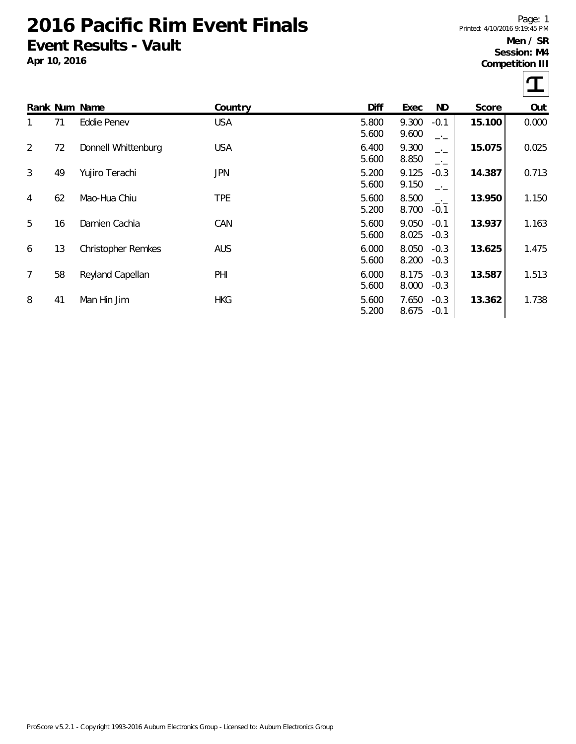# 2016 Pacific Rim Event Finals

## Event Results - Vault

**Apr 10, 2016**

**Men / SR**
**Session: M4**
**Competition III**

| Rank | Num | Name | Country | Diff | Exec | ND | Score | Out |
|---|---|---|---|---|---|---|---|---|
| 1 | 71 | Eddie Penev | USA | 5.800 | 9.300 | -0.1 | **15.100** | 0.000 |
| | | | | 5.600 | 9.600 | _._ | | |
| 2 | 72 | Donnell Whittenburg | USA | 6.400 | 9.300 | _._ | **15.075** | 0.025 |
| | | | | 5.600 | 8.850 | _._ | | |
| 3 | 49 | Yujiro Terachi | JPN | 5.200 | 9.125 | -0.3 | **14.387** | 0.713 |
| | | | | 5.600 | 9.150 | _._ | | |
| 4 | 62 | Mao-Hua Chiu | TPE | 5.600 | 8.500 | _._ | **13.950** | 1.150 |
| | | | | 5.200 | 8.700 | -0.1 | | |
| 5 | 16 | Damien Cachia | CAN | 5.600 | 9.050 | -0.1 | **13.937** | 1.163 |
| | | | | 5.600 | 8.025 | -0.3 | | |
| 6 | 13 | Christopher Remkes | AUS | 6.000 | 8.050 | -0.3 | **13.625** | 1.475 |
| | | | | 5.600 | 8.200 | -0.3 | | |
| 7 | 58 | Reyland Capellan | PHI | 6.000 | 8.175 | -0.3 | **13.587** | 1.513 |
| | | | | 5.600 | 8.000 | -0.3 | | |
| 8 | 41 | Man Hin Jim | HKG | 5.600 | 7.650 | -0.3 | **13.362** | 1.738 |
| | | | | 5.200 | 8.675 | -0.1 | | |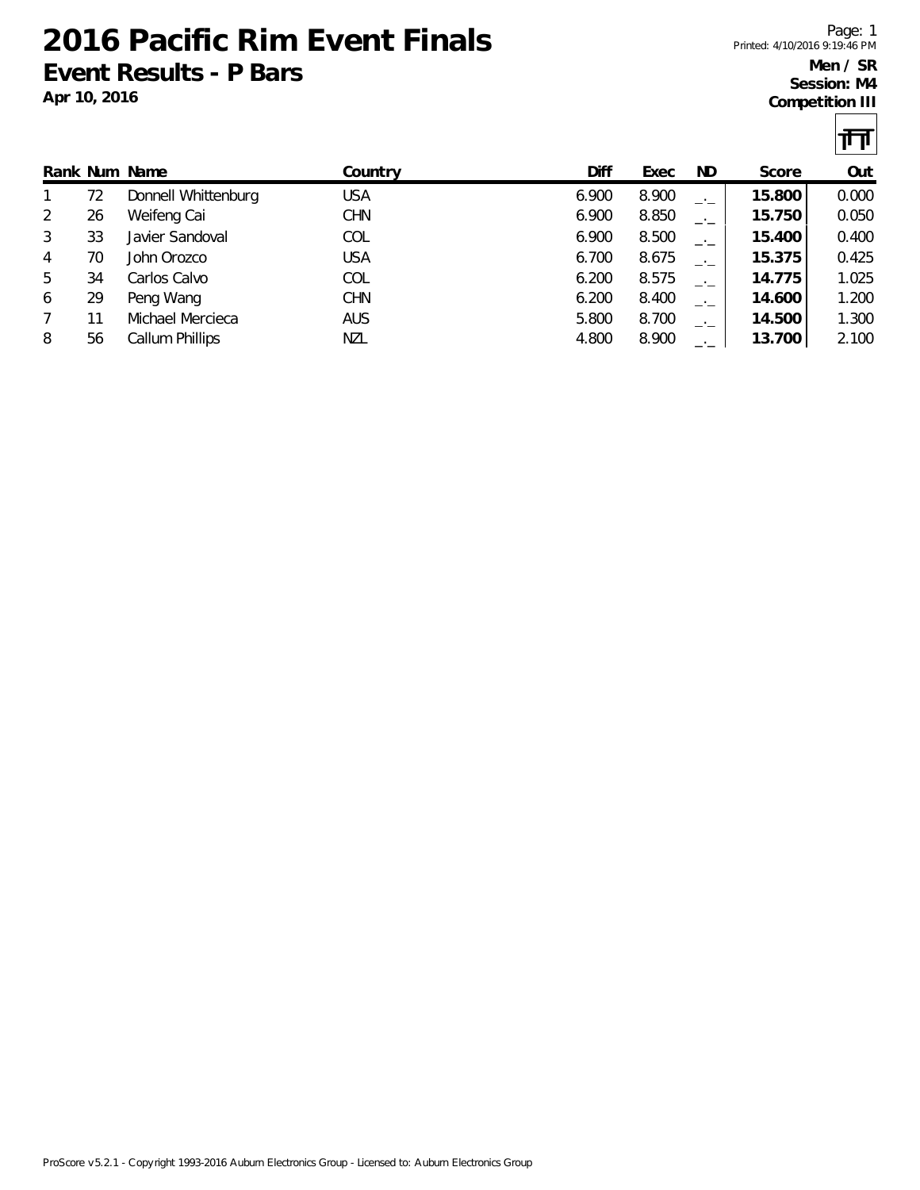# 2016 Pacific Rim Event Finals

## Event Results - P Bars

**Apr 10, 2016**

Printed: 4/10/2016 9:19:46 PM

**Men / SR**
**Session: M4**
**Competition III**

| Rank | Num | Name | Country | Diff | Exec | ND | Score | Out |
|---|---|---|---|---|---|---|---|---|
| 1 | 72 | Donnell Whittenburg | USA | 6.900 | 8.900 | _._ | **15.800** | 0.000 |
| 2 | 26 | Weifeng Cai | CHN | 6.900 | 8.850 | _._ | **15.750** | 0.050 |
| 3 | 33 | Javier Sandoval | COL | 6.900 | 8.500 | _._ | **15.400** | 0.400 |
| 4 | 70 | John Orozco | USA | 6.700 | 8.675 | _._ | **15.375** | 0.425 |
| 5 | 34 | Carlos Calvo | COL | 6.200 | 8.575 | _._ | **14.775** | 1.025 |
| 6 | 29 | Peng Wang | CHN | 6.200 | 8.400 | _._ | **14.600** | 1.200 |
| 7 | 11 | Michael Mercieca | AUS | 5.800 | 8.700 | _._ | **14.500** | 1.300 |
| 8 | 56 | Callum Phillips | NZL | 4.800 | 8.900 | _._ | **13.700** | 2.100 |

ProScore v5.2.1 - Copyright 1993-2016 Auburn Electronics Group - Licensed to: Auburn Electronics Group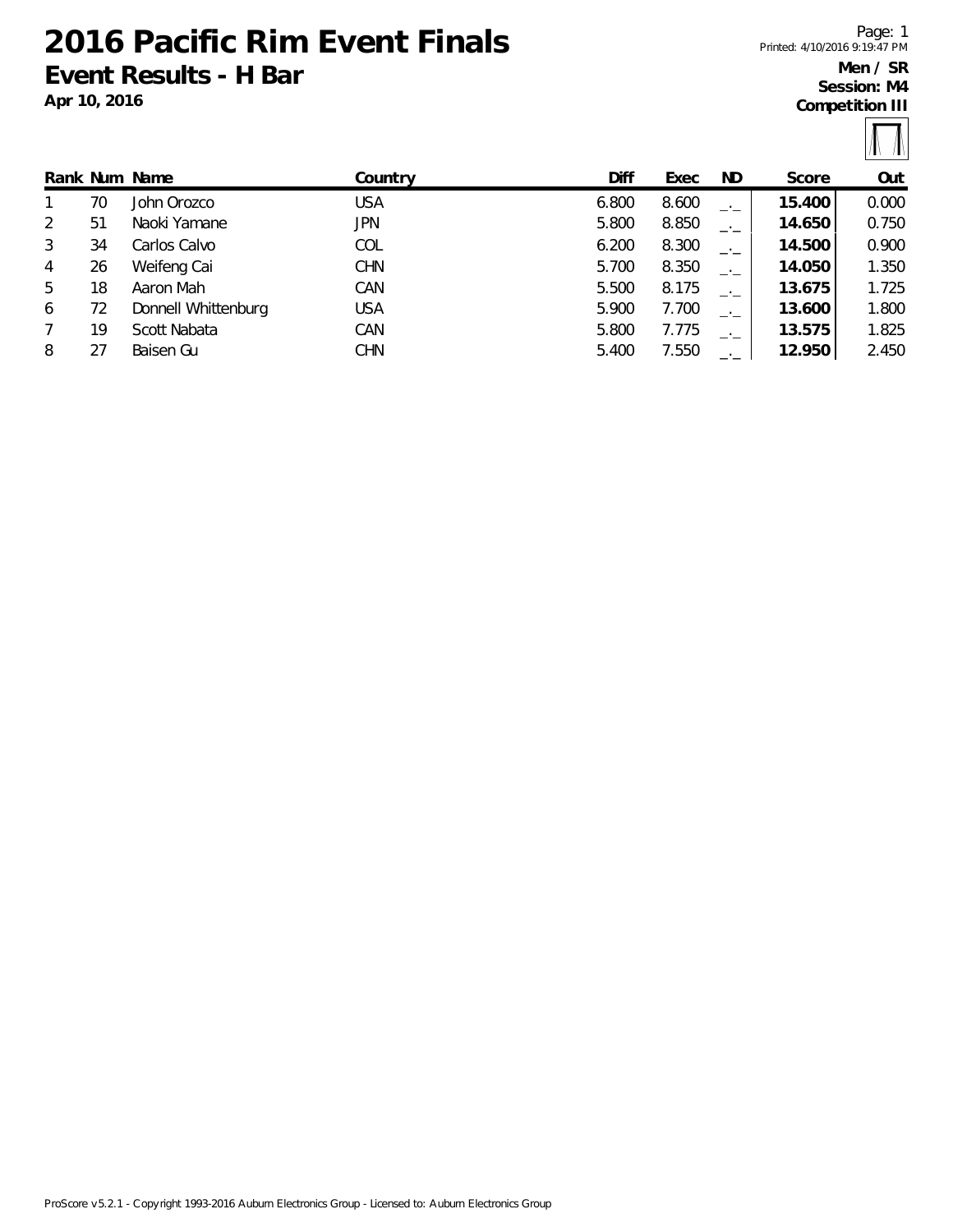# 2016 Pacific Rim Event Finals

## Event Results - H Bar

**Apr 10, 2016**

Printed: 4/10/2016 9:19:47 PM

**Men / SR**
**Session: M4**
**Competition III**

| Rank | Num | Name | Country | Diff | Exec | ND | Score | Out |
|---|---|---|---|---|---|---|---|---|
| 1 | 70 | John Orozco | USA | 6.800 | 8.600 | _._ | **15.400** | 0.000 |
| 2 | 51 | Naoki Yamane | JPN | 5.800 | 8.850 | _._ | **14.650** | 0.750 |
| 3 | 34 | Carlos Calvo | COL | 6.200 | 8.300 | _._ | **14.500** | 0.900 |
| 4 | 26 | Weifeng Cai | CHN | 5.700 | 8.350 | _._ | **14.050** | 1.350 |
| 5 | 18 | Aaron Mah | CAN | 5.500 | 8.175 | _._ | **13.675** | 1.725 |
| 6 | 72 | Donnell Whittenburg | USA | 5.900 | 7.700 | _._ | **13.600** | 1.800 |
| 7 | 19 | Scott Nabata | CAN | 5.800 | 7.775 | _._ | **13.575** | 1.825 |
| 8 | 27 | Baisen Gu | CHN | 5.400 | 7.550 | _._ | **12.950** | 2.450 |

ProScore v5.2.1 - Copyright 1993-2016 Auburn Electronics Group - Licensed to: Auburn Electronics Group